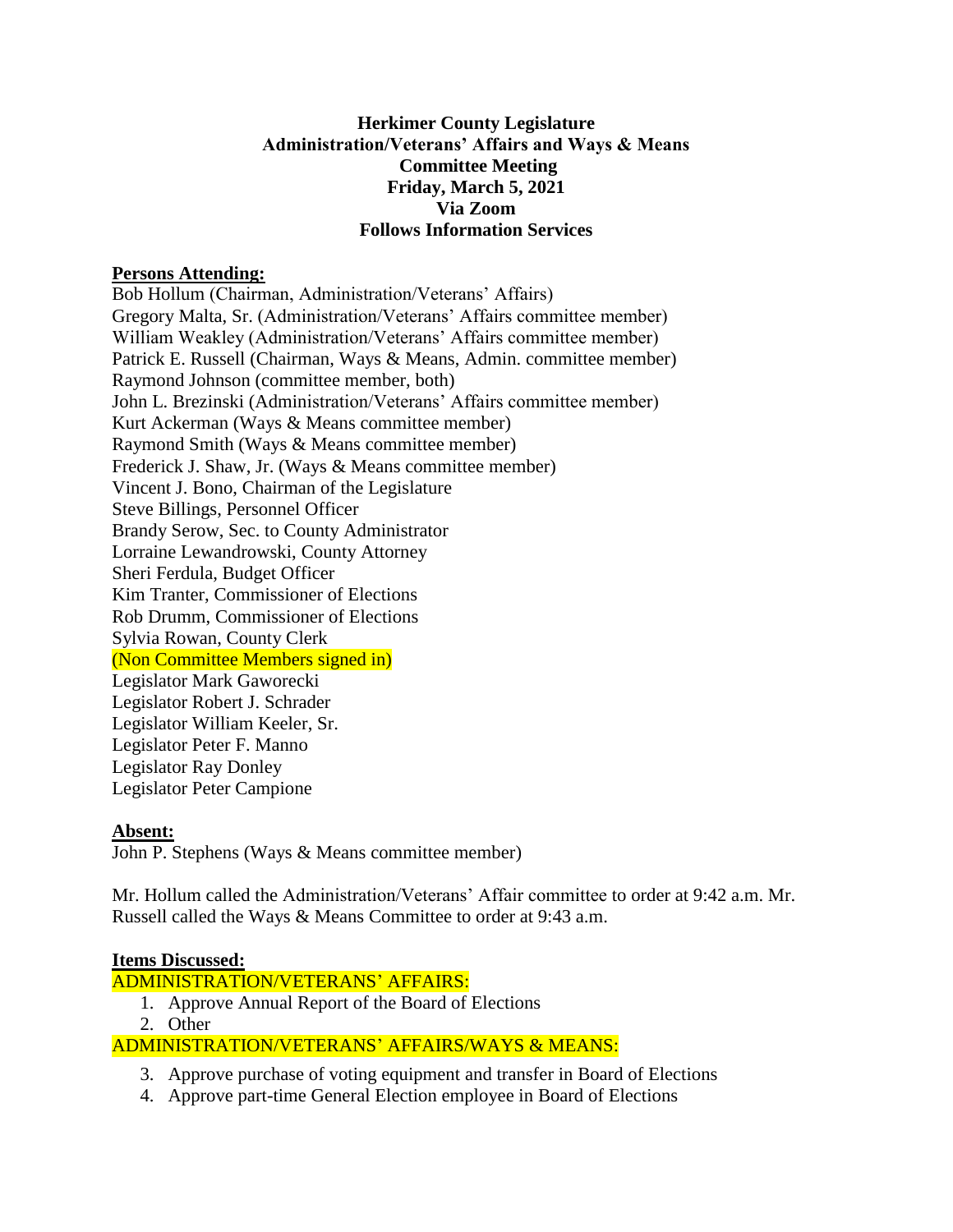**Herkimer County Legislature**
**Administration/Veterans' Affairs and Ways & Means**
**Committee Meeting**
**Friday, March 5, 2021**
**Via Zoom**
**Follows Information Services**

**Persons Attending:**

Bob Hollum (Chairman, Administration/Veterans' Affairs)
Gregory Malta, Sr. (Administration/Veterans' Affairs committee member)
William Weakley (Administration/Veterans' Affairs committee member)
Patrick E. Russell (Chairman, Ways & Means, Admin. committee member)
Raymond Johnson (committee member, both)
John L. Brezinski (Administration/Veterans' Affairs committee member)
Kurt Ackerman (Ways & Means committee member)
Raymond Smith (Ways & Means committee member)
Frederick J. Shaw, Jr. (Ways & Means committee member)
Vincent J. Bono, Chairman of the Legislature
Steve Billings, Personnel Officer
Brandy Serow, Sec. to County Administrator
Lorraine Lewandrowski, County Attorney
Sheri Ferdula, Budget Officer
Kim Tranter, Commissioner of Elections
Rob Drumm, Commissioner of Elections
Sylvia Rowan, County Clerk
(Non Committee Members signed in)
Legislator Mark Gaworecki
Legislator Robert J. Schrader
Legislator William Keeler, Sr.
Legislator Peter F. Manno
Legislator Ray Donley
Legislator Peter Campione

**Absent:**

John P. Stephens (Ways & Means committee member)

Mr. Hollum called the Administration/Veterans' Affair committee to order at 9:42 a.m. Mr. Russell called the Ways & Means Committee to order at 9:43 a.m.

**Items Discussed:**

ADMINISTRATION/VETERANS' AFFAIRS:

1. Approve Annual Report of the Board of Elections
2. Other

ADMINISTRATION/VETERANS' AFFAIRS/WAYS & MEANS:

3. Approve purchase of voting equipment and transfer in Board of Elections
4. Approve part-time General Election employee in Board of Elections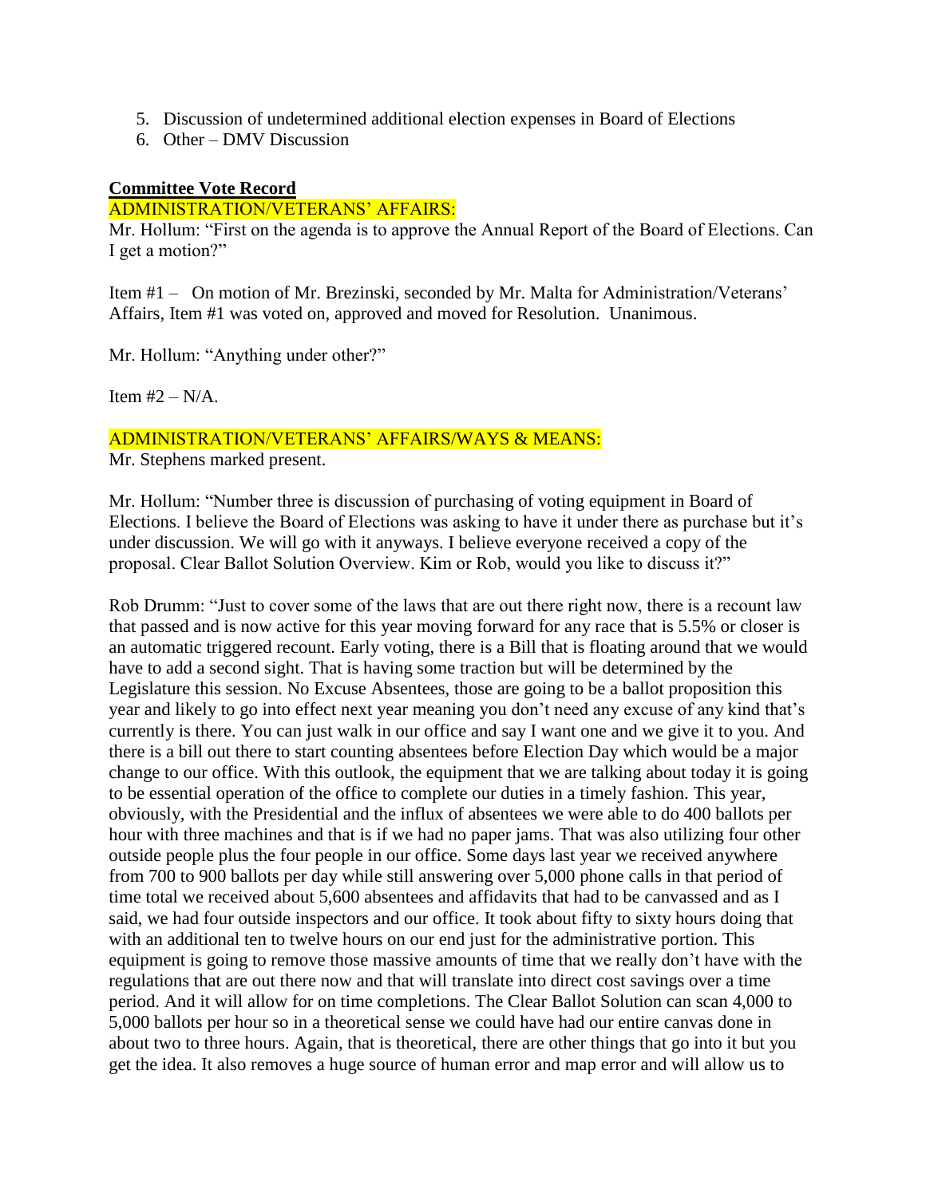5. Discussion of undetermined additional election expenses in Board of Elections
6. Other – DMV Discussion

**Committee Vote Record**

ADMINISTRATION/VETERANS' AFFAIRS:

Mr. Hollum: "First on the agenda is to approve the Annual Report of the Board of Elections. Can I get a motion?"

Item #1 – On motion of Mr. Brezinski, seconded by Mr. Malta for Administration/Veterans' Affairs, Item #1 was voted on, approved and moved for Resolution. Unanimous.

Mr. Hollum: "Anything under other?"

Item #2 – N/A.

ADMINISTRATION/VETERANS' AFFAIRS/WAYS & MEANS:

Mr. Stephens marked present.

Mr. Hollum: "Number three is discussion of purchasing of voting equipment in Board of Elections. I believe the Board of Elections was asking to have it under there as purchase but it's under discussion. We will go with it anyways. I believe everyone received a copy of the proposal. Clear Ballot Solution Overview. Kim or Rob, would you like to discuss it?"

Rob Drumm: "Just to cover some of the laws that are out there right now, there is a recount law that passed and is now active for this year moving forward for any race that is 5.5% or closer is an automatic triggered recount. Early voting, there is a Bill that is floating around that we would have to add a second sight. That is having some traction but will be determined by the Legislature this session. No Excuse Absentees, those are going to be a ballot proposition this year and likely to go into effect next year meaning you don't need any excuse of any kind that's currently is there. You can just walk in our office and say I want one and we give it to you. And there is a bill out there to start counting absentees before Election Day which would be a major change to our office. With this outlook, the equipment that we are talking about today it is going to be essential operation of the office to complete our duties in a timely fashion. This year, obviously, with the Presidential and the influx of absentees we were able to do 400 ballots per hour with three machines and that is if we had no paper jams. That was also utilizing four other outside people plus the four people in our office. Some days last year we received anywhere from 700 to 900 ballots per day while still answering over 5,000 phone calls in that period of time total we received about 5,600 absentees and affidavits that had to be canvassed and as I said, we had four outside inspectors and our office. It took about fifty to sixty hours doing that with an additional ten to twelve hours on our end just for the administrative portion. This equipment is going to remove those massive amounts of time that we really don't have with the regulations that are out there now and that will translate into direct cost savings over a time period. And it will allow for on time completions. The Clear Ballot Solution can scan 4,000 to 5,000 ballots per hour so in a theoretical sense we could have had our entire canvas done in about two to three hours. Again, that is theoretical, there are other things that go into it but you get the idea. It also removes a huge source of human error and map error and will allow us to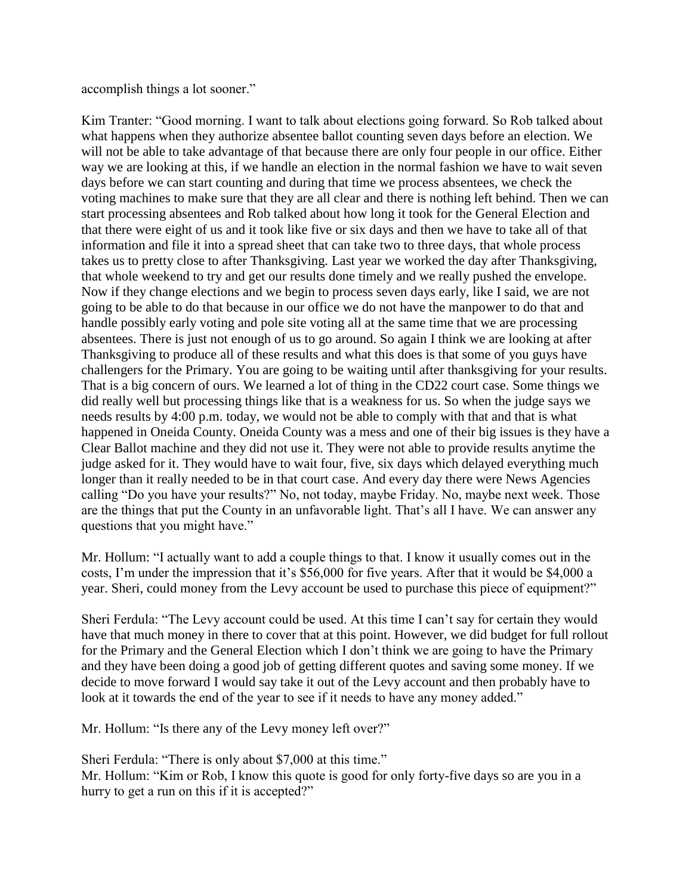accomplish things a lot sooner."

Kim Tranter: "Good morning. I want to talk about elections going forward. So Rob talked about what happens when they authorize absentee ballot counting seven days before an election. We will not be able to take advantage of that because there are only four people in our office. Either way we are looking at this, if we handle an election in the normal fashion we have to wait seven days before we can start counting and during that time we process absentees, we check the voting machines to make sure that they are all clear and there is nothing left behind. Then we can start processing absentees and Rob talked about how long it took for the General Election and that there were eight of us and it took like five or six days and then we have to take all of that information and file it into a spread sheet that can take two to three days, that whole process takes us to pretty close to after Thanksgiving. Last year we worked the day after Thanksgiving, that whole weekend to try and get our results done timely and we really pushed the envelope. Now if they change elections and we begin to process seven days early, like I said, we are not going to be able to do that because in our office we do not have the manpower to do that and handle possibly early voting and pole site voting all at the same time that we are processing absentees. There is just not enough of us to go around. So again I think we are looking at after Thanksgiving to produce all of these results and what this does is that some of you guys have challengers for the Primary. You are going to be waiting until after thanksgiving for your results. That is a big concern of ours. We learned a lot of thing in the CD22 court case. Some things we did really well but processing things like that is a weakness for us. So when the judge says we needs results by 4:00 p.m. today, we would not be able to comply with that and that is what happened in Oneida County. Oneida County was a mess and one of their big issues is they have a Clear Ballot machine and they did not use it. They were not able to provide results anytime the judge asked for it. They would have to wait four, five, six days which delayed everything much longer than it really needed to be in that court case. And every day there were News Agencies calling "Do you have your results?" No, not today, maybe Friday. No, maybe next week. Those are the things that put the County in an unfavorable light. That's all I have. We can answer any questions that you might have."

Mr. Hollum: "I actually want to add a couple things to that. I know it usually comes out in the costs, I'm under the impression that it's $56,000 for five years. After that it would be $4,000 a year. Sheri, could money from the Levy account be used to purchase this piece of equipment?"

Sheri Ferdula: "The Levy account could be used. At this time I can't say for certain they would have that much money in there to cover that at this point. However, we did budget for full rollout for the Primary and the General Election which I don't think we are going to have the Primary and they have been doing a good job of getting different quotes and saving some money. If we decide to move forward I would say take it out of the Levy account and then probably have to look at it towards the end of the year to see if it needs to have any money added."

Mr. Hollum: "Is there any of the Levy money left over?"

Sheri Ferdula: "There is only about $7,000 at this time."

Mr. Hollum: "Kim or Rob, I know this quote is good for only forty-five days so are you in a hurry to get a run on this if it is accepted?"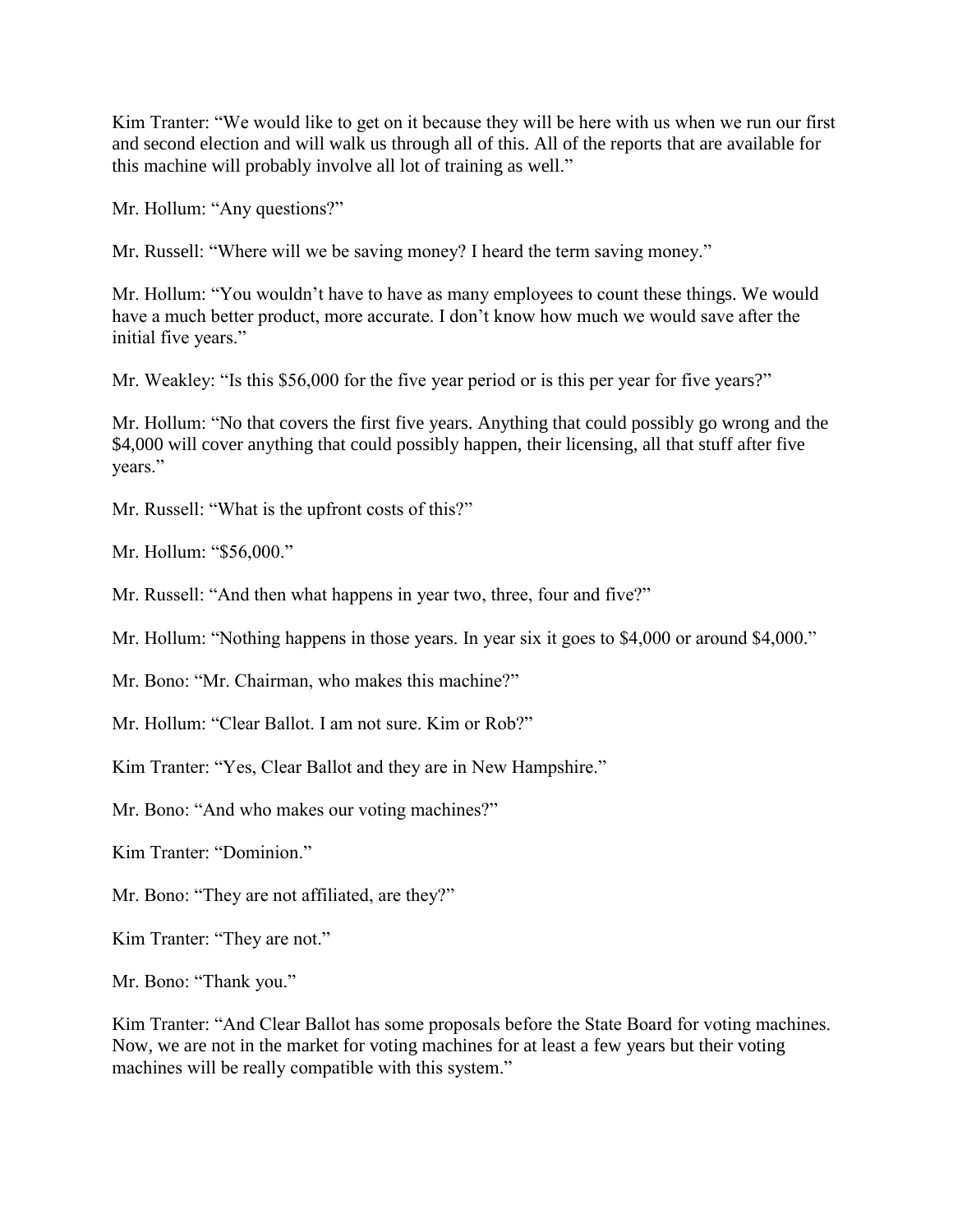Kim Tranter: “We would like to get on it because they will be here with us when we run our first and second election and will walk us through all of this. All of the reports that are available for this machine will probably involve all lot of training as well.”

Mr. Hollum: “Any questions?”

Mr. Russell: “Where will we be saving money? I heard the term saving money.”

Mr. Hollum: “You wouldn’t have to have as many employees to count these things. We would have a much better product, more accurate. I don’t know how much we would save after the initial five years.”

Mr. Weakley: “Is this $56,000 for the five year period or is this per year for five years?”

Mr. Hollum: “No that covers the first five years. Anything that could possibly go wrong and the $4,000 will cover anything that could possibly happen, their licensing, all that stuff after five years.”

Mr. Russell: “What is the upfront costs of this?”

Mr. Hollum: “$56,000.”

Mr. Russell: “And then what happens in year two, three, four and five?”

Mr. Hollum: “Nothing happens in those years. In year six it goes to $4,000 or around $4,000.”

Mr. Bono: “Mr. Chairman, who makes this machine?”

Mr. Hollum: “Clear Ballot. I am not sure. Kim or Rob?”

Kim Tranter: “Yes, Clear Ballot and they are in New Hampshire.”

Mr. Bono: “And who makes our voting machines?”

Kim Tranter: “Dominion.”

Mr. Bono: “They are not affiliated, are they?”

Kim Tranter: “They are not.”

Mr. Bono: “Thank you.”

Kim Tranter: “And Clear Ballot has some proposals before the State Board for voting machines. Now, we are not in the market for voting machines for at least a few years but their voting machines will be really compatible with this system.”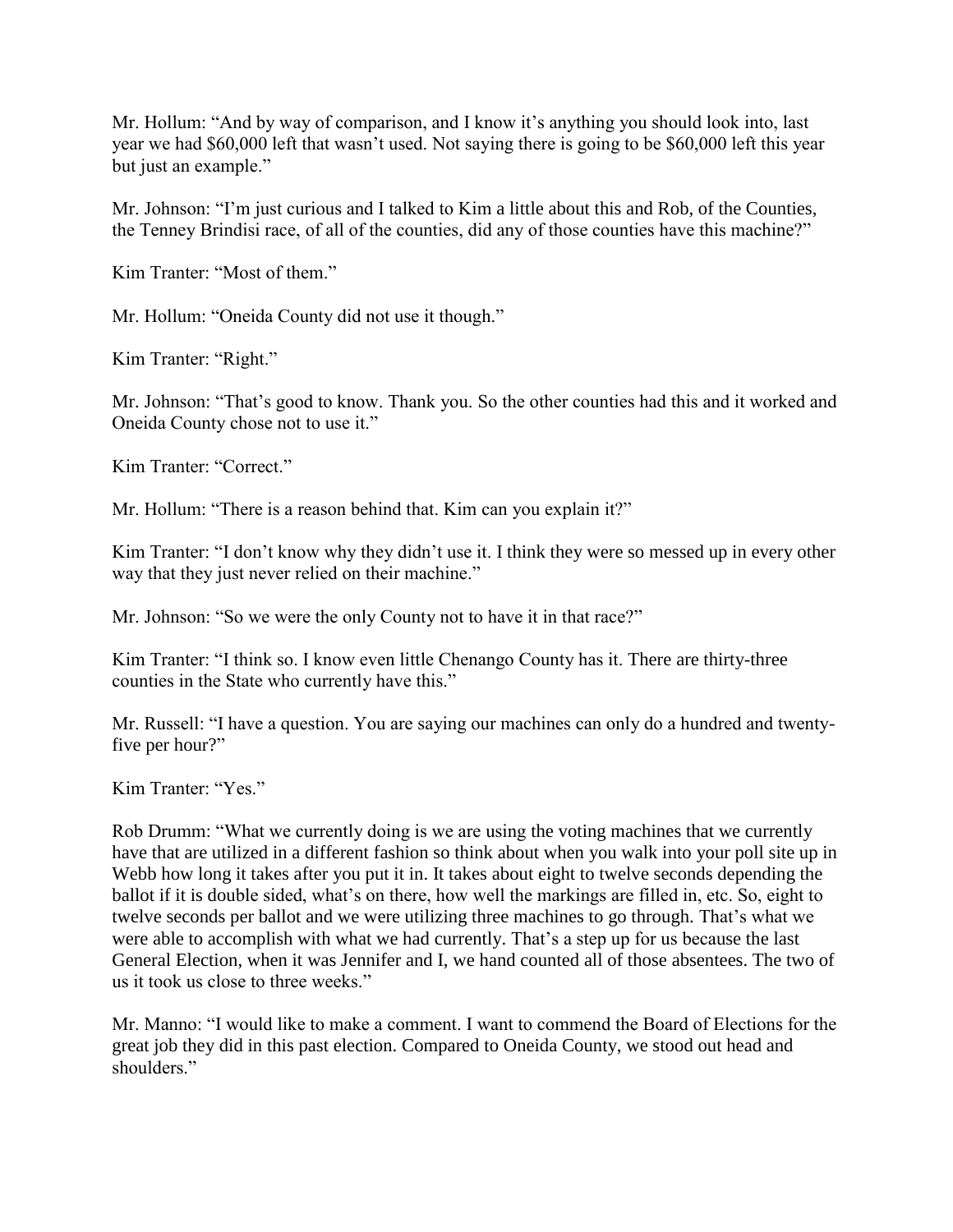Mr. Hollum: "And by way of comparison, and I know it's anything you should look into, last year we had $60,000 left that wasn't used. Not saying there is going to be $60,000 left this year but just an example."

Mr. Johnson: "I'm just curious and I talked to Kim a little about this and Rob, of the Counties, the Tenney Brindisi race, of all of the counties, did any of those counties have this machine?"

Kim Tranter: "Most of them."

Mr. Hollum: "Oneida County did not use it though."

Kim Tranter: "Right."

Mr. Johnson: "That's good to know. Thank you. So the other counties had this and it worked and Oneida County chose not to use it."

Kim Tranter: "Correct."

Mr. Hollum: "There is a reason behind that. Kim can you explain it?"

Kim Tranter: "I don't know why they didn't use it. I think they were so messed up in every other way that they just never relied on their machine."

Mr. Johnson: "So we were the only County not to have it in that race?"

Kim Tranter: "I think so. I know even little Chenango County has it. There are thirty-three counties in the State who currently have this."

Mr. Russell: "I have a question. You are saying our machines can only do a hundred and twenty-five per hour?"

Kim Tranter: "Yes."

Rob Drumm: "What we currently doing is we are using the voting machines that we currently have that are utilized in a different fashion so think about when you walk into your poll site up in Webb how long it takes after you put it in. It takes about eight to twelve seconds depending the ballot if it is double sided, what's on there, how well the markings are filled in, etc. So, eight to twelve seconds per ballot and we were utilizing three machines to go through. That's what we were able to accomplish with what we had currently. That's a step up for us because the last General Election, when it was Jennifer and I, we hand counted all of those absentees. The two of us it took us close to three weeks."

Mr. Manno: "I would like to make a comment. I want to commend the Board of Elections for the great job they did in this past election. Compared to Oneida County, we stood out head and shoulders."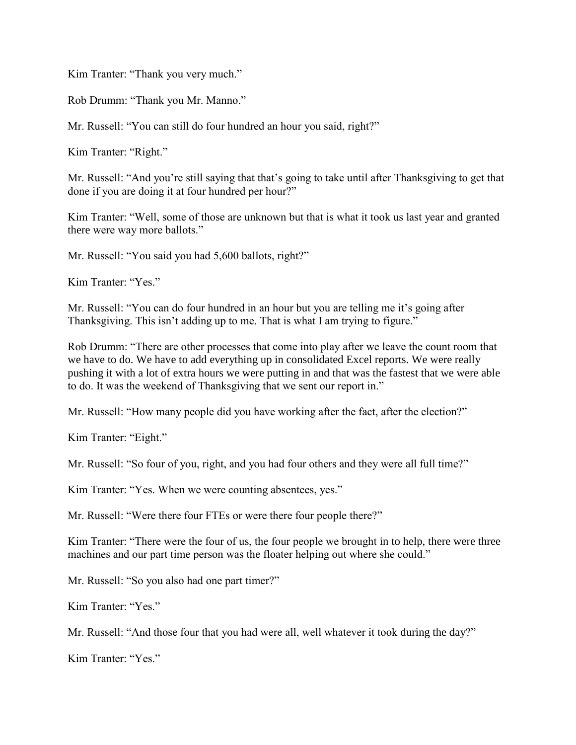Kim Tranter: "Thank you very much."

Rob Drumm: "Thank you Mr. Manno."

Mr. Russell: "You can still do four hundred an hour you said, right?"

Kim Tranter: "Right."

Mr. Russell: "And you're still saying that that's going to take until after Thanksgiving to get that done if you are doing it at four hundred per hour?"

Kim Tranter: "Well, some of those are unknown but that is what it took us last year and granted there were way more ballots."

Mr. Russell: "You said you had 5,600 ballots, right?"

Kim Tranter: "Yes."

Mr. Russell: "You can do four hundred in an hour but you are telling me it's going after Thanksgiving. This isn't adding up to me. That is what I am trying to figure."

Rob Drumm: "There are other processes that come into play after we leave the count room that we have to do. We have to add everything up in consolidated Excel reports. We were really pushing it with a lot of extra hours we were putting in and that was the fastest that we were able to do. It was the weekend of Thanksgiving that we sent our report in."

Mr. Russell: "How many people did you have working after the fact, after the election?"

Kim Tranter: "Eight."

Mr. Russell: "So four of you, right, and you had four others and they were all full time?"

Kim Tranter: "Yes. When we were counting absentees, yes."

Mr. Russell: "Were there four FTEs or were there four people there?"

Kim Tranter: "There were the four of us, the four people we brought in to help, there were three machines and our part time person was the floater helping out where she could."

Mr. Russell: "So you also had one part timer?"

Kim Tranter: "Yes."

Mr. Russell: "And those four that you had were all, well whatever it took during the day?"

Kim Tranter: "Yes."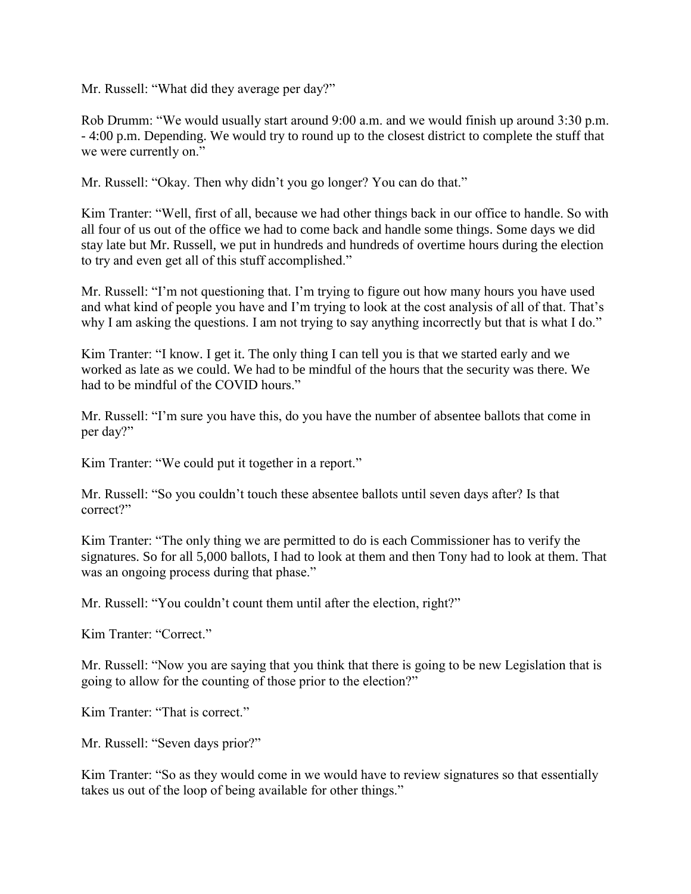Mr. Russell: "What did they average per day?"

Rob Drumm: "We would usually start around 9:00 a.m. and we would finish up around 3:30 p.m. - 4:00 p.m. Depending. We would try to round up to the closest district to complete the stuff that we were currently on."

Mr. Russell: "Okay. Then why didn't you go longer? You can do that."

Kim Tranter: "Well, first of all, because we had other things back in our office to handle. So with all four of us out of the office we had to come back and handle some things. Some days we did stay late but Mr. Russell, we put in hundreds and hundreds of overtime hours during the election to try and even get all of this stuff accomplished."

Mr. Russell: "I'm not questioning that. I'm trying to figure out how many hours you have used and what kind of people you have and I'm trying to look at the cost analysis of all of that. That's why I am asking the questions. I am not trying to say anything incorrectly but that is what I do."

Kim Tranter: "I know. I get it. The only thing I can tell you is that we started early and we worked as late as we could. We had to be mindful of the hours that the security was there. We had to be mindful of the COVID hours."

Mr. Russell: "I'm sure you have this, do you have the number of absentee ballots that come in per day?"

Kim Tranter: "We could put it together in a report."

Mr. Russell: "So you couldn't touch these absentee ballots until seven days after? Is that correct?"

Kim Tranter: "The only thing we are permitted to do is each Commissioner has to verify the signatures. So for all 5,000 ballots, I had to look at them and then Tony had to look at them. That was an ongoing process during that phase."

Mr. Russell: "You couldn't count them until after the election, right?"

Kim Tranter: "Correct."

Mr. Russell: "Now you are saying that you think that there is going to be new Legislation that is going to allow for the counting of those prior to the election?"

Kim Tranter: "That is correct."

Mr. Russell: "Seven days prior?"

Kim Tranter: "So as they would come in we would have to review signatures so that essentially takes us out of the loop of being available for other things."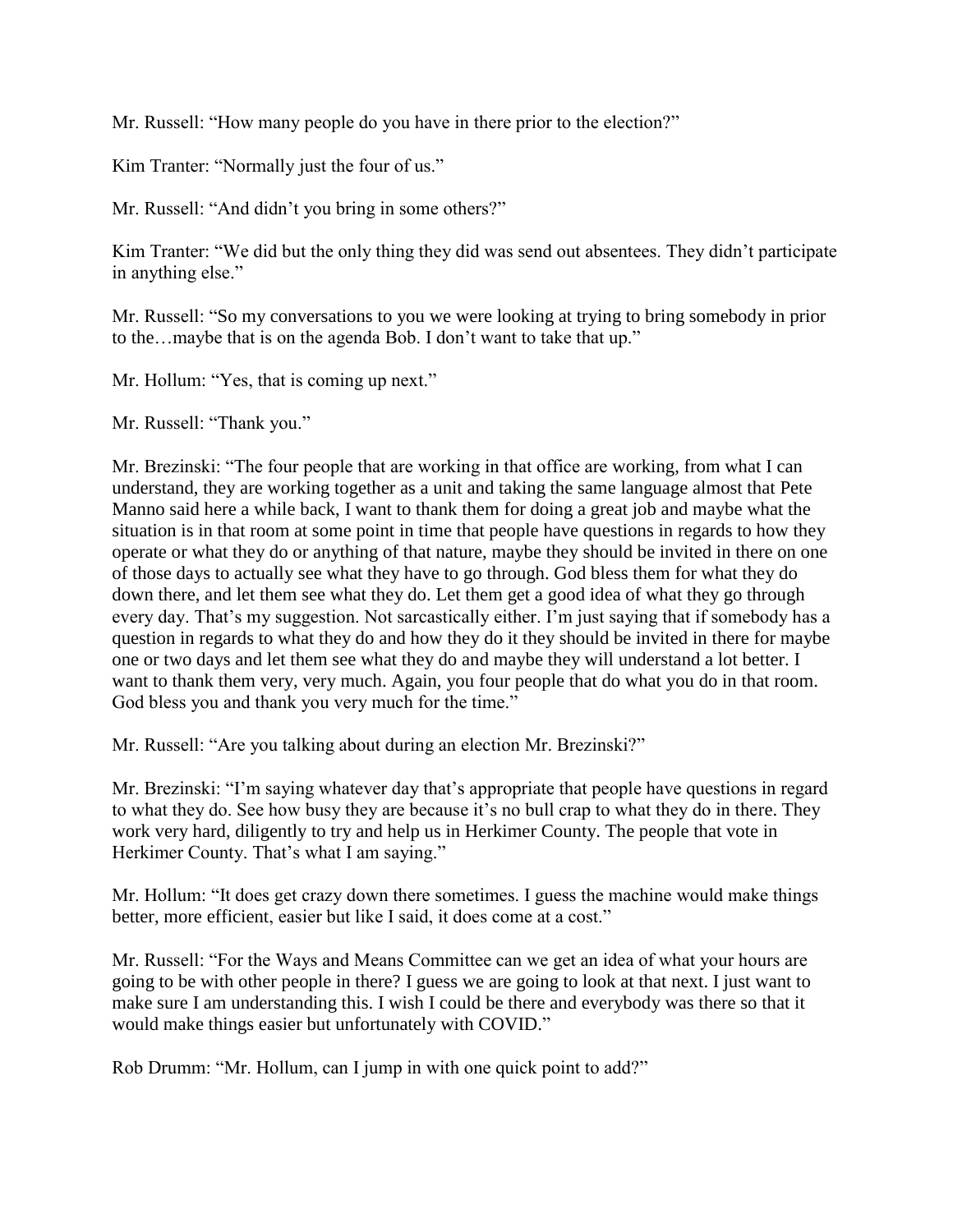Mr. Russell: "How many people do you have in there prior to the election?"

Kim Tranter: "Normally just the four of us."

Mr. Russell: "And didn't you bring in some others?"

Kim Tranter: "We did but the only thing they did was send out absentees. They didn't participate in anything else."

Mr. Russell: "So my conversations to you we were looking at trying to bring somebody in prior to the…maybe that is on the agenda Bob. I don't want to take that up."

Mr. Hollum: "Yes, that is coming up next."

Mr. Russell: "Thank you."

Mr. Brezinski: "The four people that are working in that office are working, from what I can understand, they are working together as a unit and taking the same language almost that Pete Manno said here a while back, I want to thank them for doing a great job and maybe what the situation is in that room at some point in time that people have questions in regards to how they operate or what they do or anything of that nature, maybe they should be invited in there on one of those days to actually see what they have to go through. God bless them for what they do down there, and let them see what they do. Let them get a good idea of what they go through every day. That's my suggestion. Not sarcastically either. I'm just saying that if somebody has a question in regards to what they do and how they do it they should be invited in there for maybe one or two days and let them see what they do and maybe they will understand a lot better. I want to thank them very, very much. Again, you four people that do what you do in that room. God bless you and thank you very much for the time."

Mr. Russell: "Are you talking about during an election Mr. Brezinski?"

Mr. Brezinski: "I'm saying whatever day that's appropriate that people have questions in regard to what they do. See how busy they are because it's no bull crap to what they do in there. They work very hard, diligently to try and help us in Herkimer County. The people that vote in Herkimer County. That's what I am saying."

Mr. Hollum: "It does get crazy down there sometimes. I guess the machine would make things better, more efficient, easier but like I said, it does come at a cost."

Mr. Russell: "For the Ways and Means Committee can we get an idea of what your hours are going to be with other people in there? I guess we are going to look at that next. I just want to make sure I am understanding this. I wish I could be there and everybody was there so that it would make things easier but unfortunately with COVID."

Rob Drumm: "Mr. Hollum, can I jump in with one quick point to add?"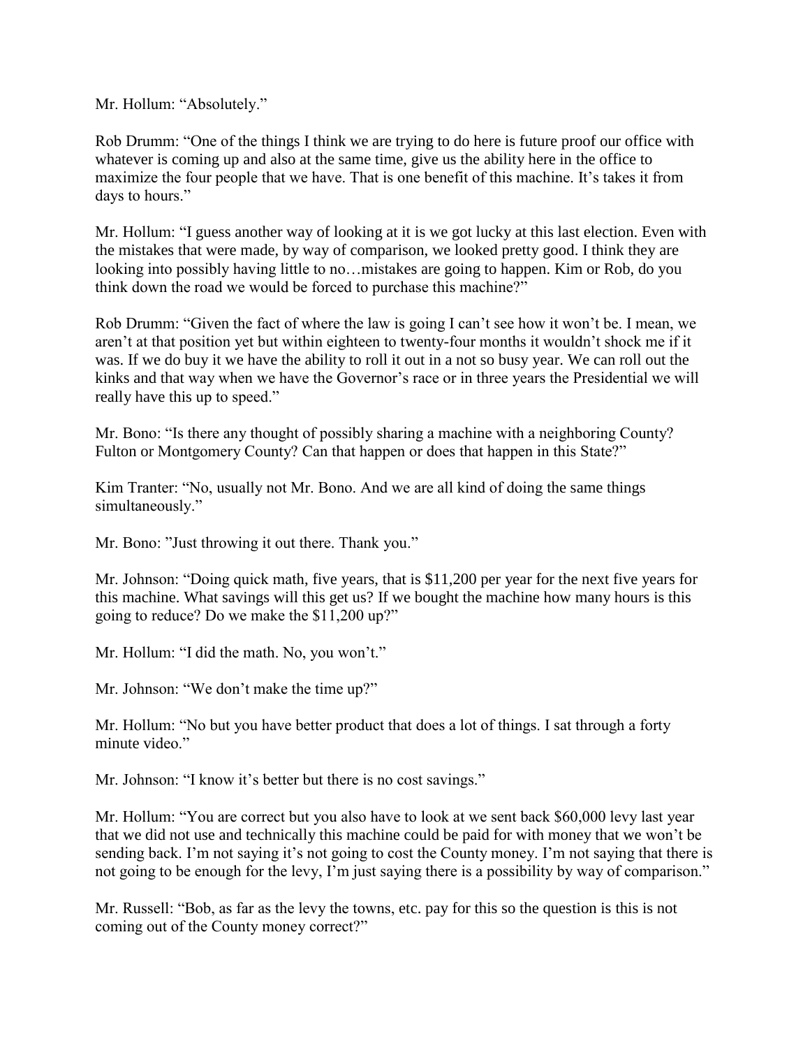Mr. Hollum: “Absolutely.”

Rob Drumm: “One of the things I think we are trying to do here is future proof our office with whatever is coming up and also at the same time, give us the ability here in the office to maximize the four people that we have. That is one benefit of this machine. It’s takes it from days to hours.”

Mr. Hollum: “I guess another way of looking at it is we got lucky at this last election. Even with the mistakes that were made, by way of comparison, we looked pretty good. I think they are looking into possibly having little to no…mistakes are going to happen. Kim or Rob, do you think down the road we would be forced to purchase this machine?”

Rob Drumm: “Given the fact of where the law is going I can’t see how it won’t be. I mean, we aren’t at that position yet but within eighteen to twenty-four months it wouldn’t shock me if it was. If we do buy it we have the ability to roll it out in a not so busy year. We can roll out the kinks and that way when we have the Governor’s race or in three years the Presidential we will really have this up to speed.”

Mr. Bono: “Is there any thought of possibly sharing a machine with a neighboring County? Fulton or Montgomery County? Can that happen or does that happen in this State?”

Kim Tranter: “No, usually not Mr. Bono. And we are all kind of doing the same things simultaneously.”

Mr. Bono: ”Just throwing it out there. Thank you.”

Mr. Johnson: “Doing quick math, five years, that is $11,200 per year for the next five years for this machine. What savings will this get us? If we bought the machine how many hours is this going to reduce? Do we make the $11,200 up?”

Mr. Hollum: “I did the math. No, you won’t.”

Mr. Johnson: “We don’t make the time up?”

Mr. Hollum: “No but you have better product that does a lot of things. I sat through a forty minute video.”

Mr. Johnson: “I know it’s better but there is no cost savings.”

Mr. Hollum: “You are correct but you also have to look at we sent back $60,000 levy last year that we did not use and technically this machine could be paid for with money that we won’t be sending back. I’m not saying it’s not going to cost the County money. I’m not saying that there is not going to be enough for the levy, I’m just saying there is a possibility by way of comparison.”

Mr. Russell: “Bob, as far as the levy the towns, etc. pay for this so the question is this is not coming out of the County money correct?”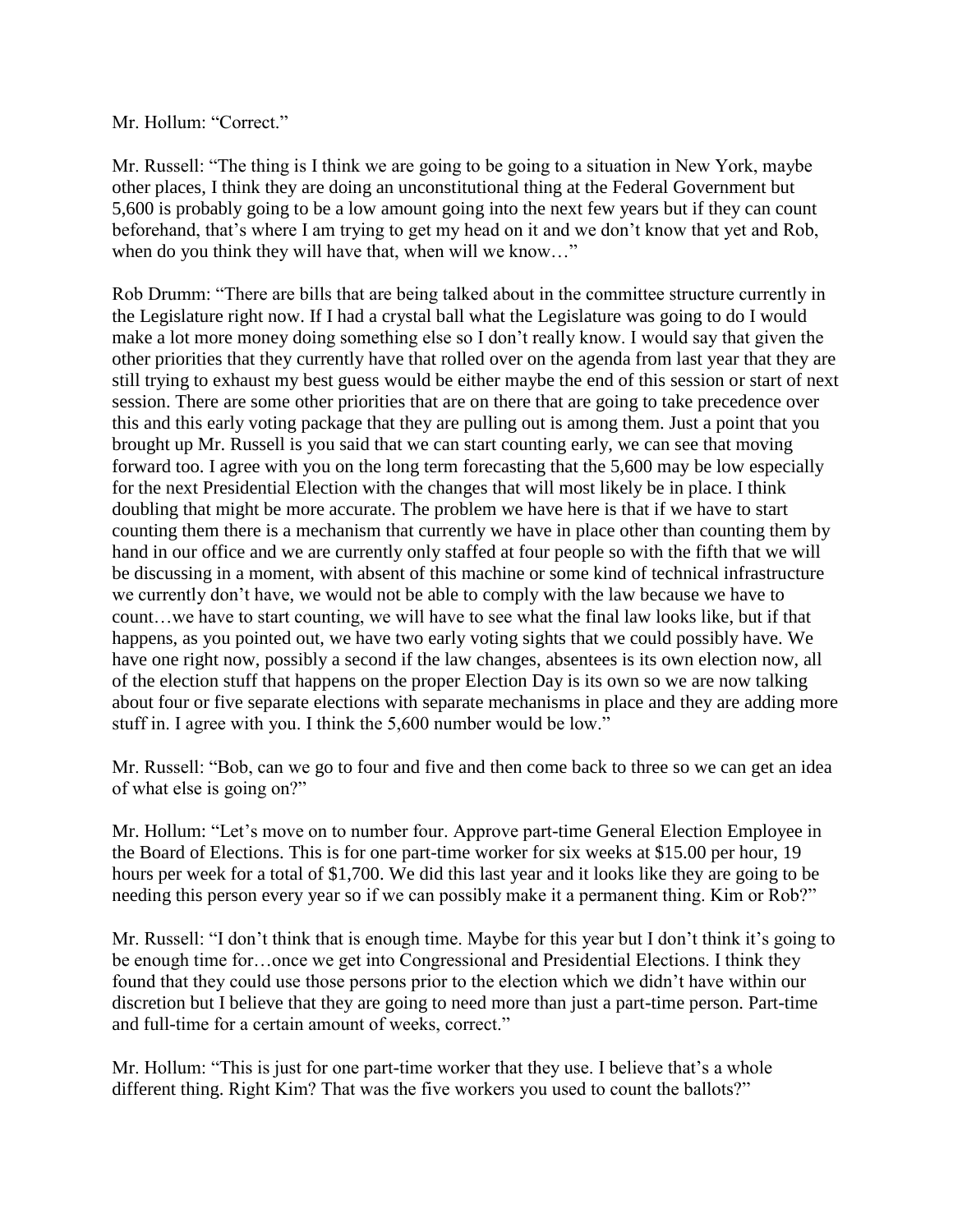Mr. Hollum: "Correct."

Mr. Russell: "The thing is I think we are going to be going to a situation in New York, maybe other places, I think they are doing an unconstitutional thing at the Federal Government but 5,600 is probably going to be a low amount going into the next few years but if they can count beforehand, that's where I am trying to get my head on it and we don't know that yet and Rob, when do you think they will have that, when will we know…"

Rob Drumm: "There are bills that are being talked about in the committee structure currently in the Legislature right now. If I had a crystal ball what the Legislature was going to do I would make a lot more money doing something else so I don't really know. I would say that given the other priorities that they currently have that rolled over on the agenda from last year that they are still trying to exhaust my best guess would be either maybe the end of this session or start of next session. There are some other priorities that are on there that are going to take precedence over this and this early voting package that they are pulling out is among them. Just a point that you brought up Mr. Russell is you said that we can start counting early, we can see that moving forward too. I agree with you on the long term forecasting that the 5,600 may be low especially for the next Presidential Election with the changes that will most likely be in place. I think doubling that might be more accurate. The problem we have here is that if we have to start counting them there is a mechanism that currently we have in place other than counting them by hand in our office and we are currently only staffed at four people so with the fifth that we will be discussing in a moment, with absent of this machine or some kind of technical infrastructure we currently don't have, we would not be able to comply with the law because we have to count…we have to start counting, we will have to see what the final law looks like, but if that happens, as you pointed out, we have two early voting sights that we could possibly have. We have one right now, possibly a second if the law changes, absentees is its own election now, all of the election stuff that happens on the proper Election Day is its own so we are now talking about four or five separate elections with separate mechanisms in place and they are adding more stuff in. I agree with you. I think the 5,600 number would be low."

Mr. Russell: "Bob, can we go to four and five and then come back to three so we can get an idea of what else is going on?"

Mr. Hollum: "Let's move on to number four. Approve part-time General Election Employee in the Board of Elections. This is for one part-time worker for six weeks at $15.00 per hour, 19 hours per week for a total of $1,700. We did this last year and it looks like they are going to be needing this person every year so if we can possibly make it a permanent thing. Kim or Rob?"

Mr. Russell: "I don't think that is enough time. Maybe for this year but I don't think it's going to be enough time for…once we get into Congressional and Presidential Elections. I think they found that they could use those persons prior to the election which we didn't have within our discretion but I believe that they are going to need more than just a part-time person. Part-time and full-time for a certain amount of weeks, correct."

Mr. Hollum: "This is just for one part-time worker that they use. I believe that's a whole different thing. Right Kim? That was the five workers you used to count the ballots?"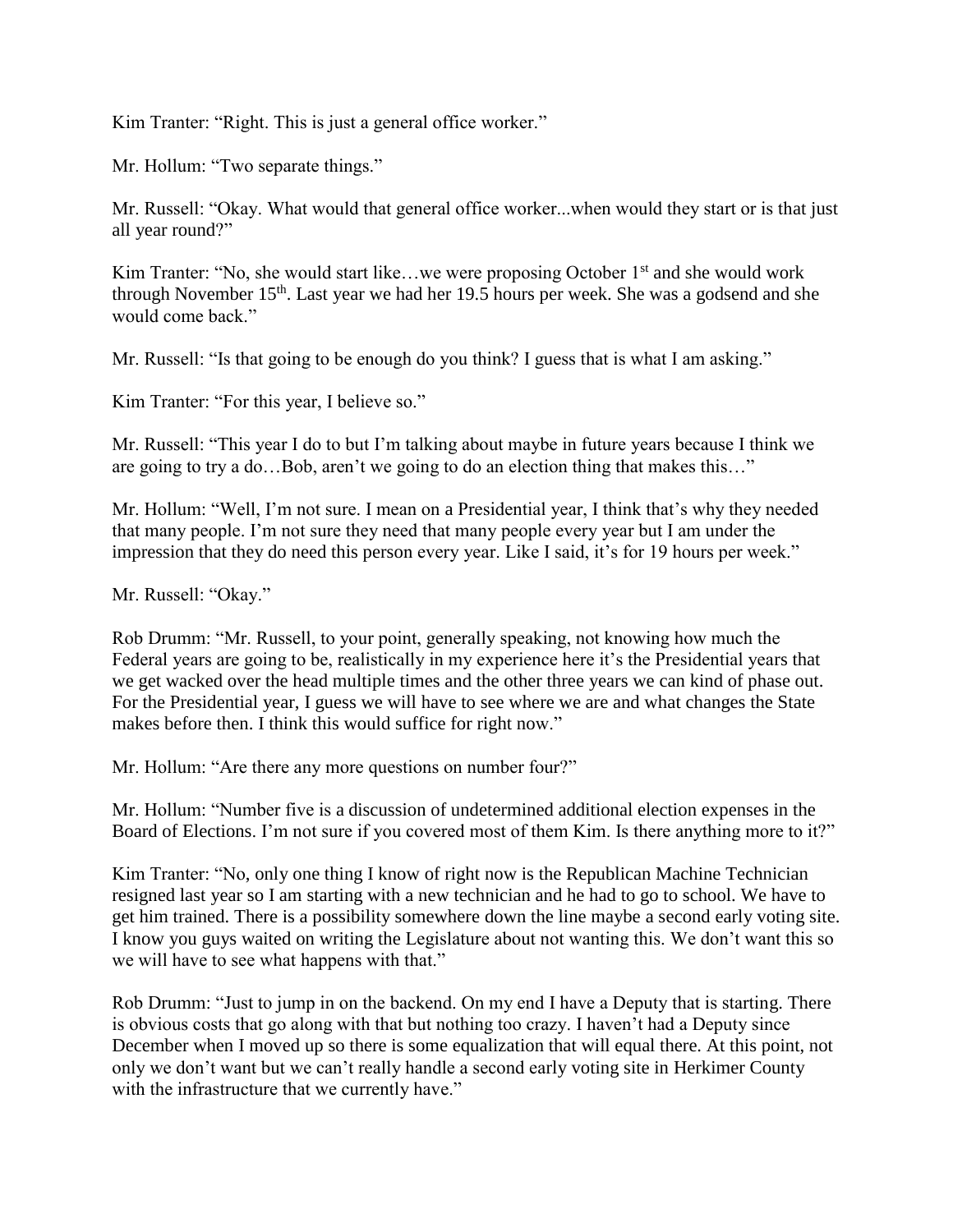Kim Tranter: "Right. This is just a general office worker."

Mr. Hollum: "Two separate things."

Mr. Russell: "Okay. What would that general office worker...when would they start or is that just all year round?"

Kim Tranter: "No, she would start like…we were proposing October 1st and she would work through November 15th. Last year we had her 19.5 hours per week. She was a godsend and she would come back."

Mr. Russell: "Is that going to be enough do you think? I guess that is what I am asking."

Kim Tranter: "For this year, I believe so."

Mr. Russell: "This year I do to but I'm talking about maybe in future years because I think we are going to try a do…Bob, aren't we going to do an election thing that makes this…"

Mr. Hollum: "Well, I'm not sure. I mean on a Presidential year, I think that's why they needed that many people. I'm not sure they need that many people every year but I am under the impression that they do need this person every year. Like I said, it's for 19 hours per week."

Mr. Russell: "Okay."

Rob Drumm: "Mr. Russell, to your point, generally speaking, not knowing how much the Federal years are going to be, realistically in my experience here it's the Presidential years that we get wacked over the head multiple times and the other three years we can kind of phase out. For the Presidential year, I guess we will have to see where we are and what changes the State makes before then. I think this would suffice for right now."

Mr. Hollum: "Are there any more questions on number four?"

Mr. Hollum: "Number five is a discussion of undetermined additional election expenses in the Board of Elections. I'm not sure if you covered most of them Kim. Is there anything more to it?"

Kim Tranter: "No, only one thing I know of right now is the Republican Machine Technician resigned last year so I am starting with a new technician and he had to go to school. We have to get him trained. There is a possibility somewhere down the line maybe a second early voting site. I know you guys waited on writing the Legislature about not wanting this. We don't want this so we will have to see what happens with that."

Rob Drumm: "Just to jump in on the backend. On my end I have a Deputy that is starting. There is obvious costs that go along with that but nothing too crazy. I haven't had a Deputy since December when I moved up so there is some equalization that will equal there. At this point, not only we don't want but we can't really handle a second early voting site in Herkimer County with the infrastructure that we currently have."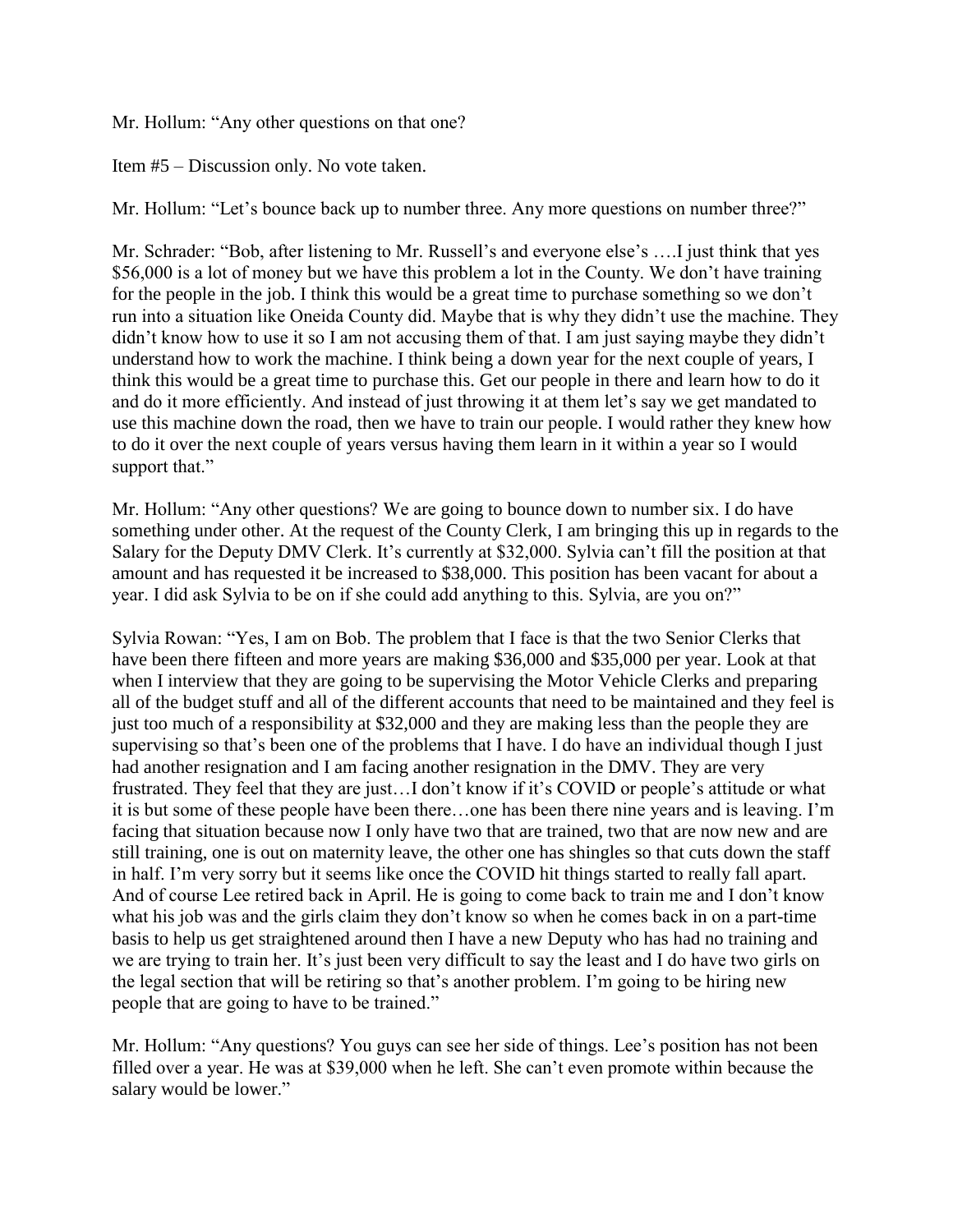Mr. Hollum: "Any other questions on that one?

Item #5 – Discussion only. No vote taken.

Mr. Hollum: "Let's bounce back up to number three. Any more questions on number three?"

Mr. Schrader: "Bob, after listening to Mr. Russell's and everyone else's ….I just think that yes $56,000 is a lot of money but we have this problem a lot in the County. We don't have training for the people in the job. I think this would be a great time to purchase something so we don't run into a situation like Oneida County did. Maybe that is why they didn't use the machine. They didn't know how to use it so I am not accusing them of that. I am just saying maybe they didn't understand how to work the machine. I think being a down year for the next couple of years, I think this would be a great time to purchase this. Get our people in there and learn how to do it and do it more efficiently. And instead of just throwing it at them let's say we get mandated to use this machine down the road, then we have to train our people. I would rather they knew how to do it over the next couple of years versus having them learn in it within a year so I would support that."

Mr. Hollum: "Any other questions? We are going to bounce down to number six. I do have something under other. At the request of the County Clerk, I am bringing this up in regards to the Salary for the Deputy DMV Clerk. It's currently at $32,000. Sylvia can't fill the position at that amount and has requested it be increased to $38,000. This position has been vacant for about a year. I did ask Sylvia to be on if she could add anything to this. Sylvia, are you on?"

Sylvia Rowan: "Yes, I am on Bob. The problem that I face is that the two Senior Clerks that have been there fifteen and more years are making $36,000 and $35,000 per year. Look at that when I interview that they are going to be supervising the Motor Vehicle Clerks and preparing all of the budget stuff and all of the different accounts that need to be maintained and they feel is just too much of a responsibility at $32,000 and they are making less than the people they are supervising so that's been one of the problems that I have. I do have an individual though I just had another resignation and I am facing another resignation in the DMV. They are very frustrated. They feel that they are just…I don't know if it's COVID or people's attitude or what it is but some of these people have been there…one has been there nine years and is leaving. I'm facing that situation because now I only have two that are trained, two that are now new and are still training, one is out on maternity leave, the other one has shingles so that cuts down the staff in half. I'm very sorry but it seems like once the COVID hit things started to really fall apart. And of course Lee retired back in April. He is going to come back to train me and I don't know what his job was and the girls claim they don't know so when he comes back in on a part-time basis to help us get straightened around then I have a new Deputy who has had no training and we are trying to train her. It's just been very difficult to say the least and I do have two girls on the legal section that will be retiring so that's another problem. I'm going to be hiring new people that are going to have to be trained."

Mr. Hollum: "Any questions? You guys can see her side of things. Lee's position has not been filled over a year. He was at $39,000 when he left. She can't even promote within because the salary would be lower."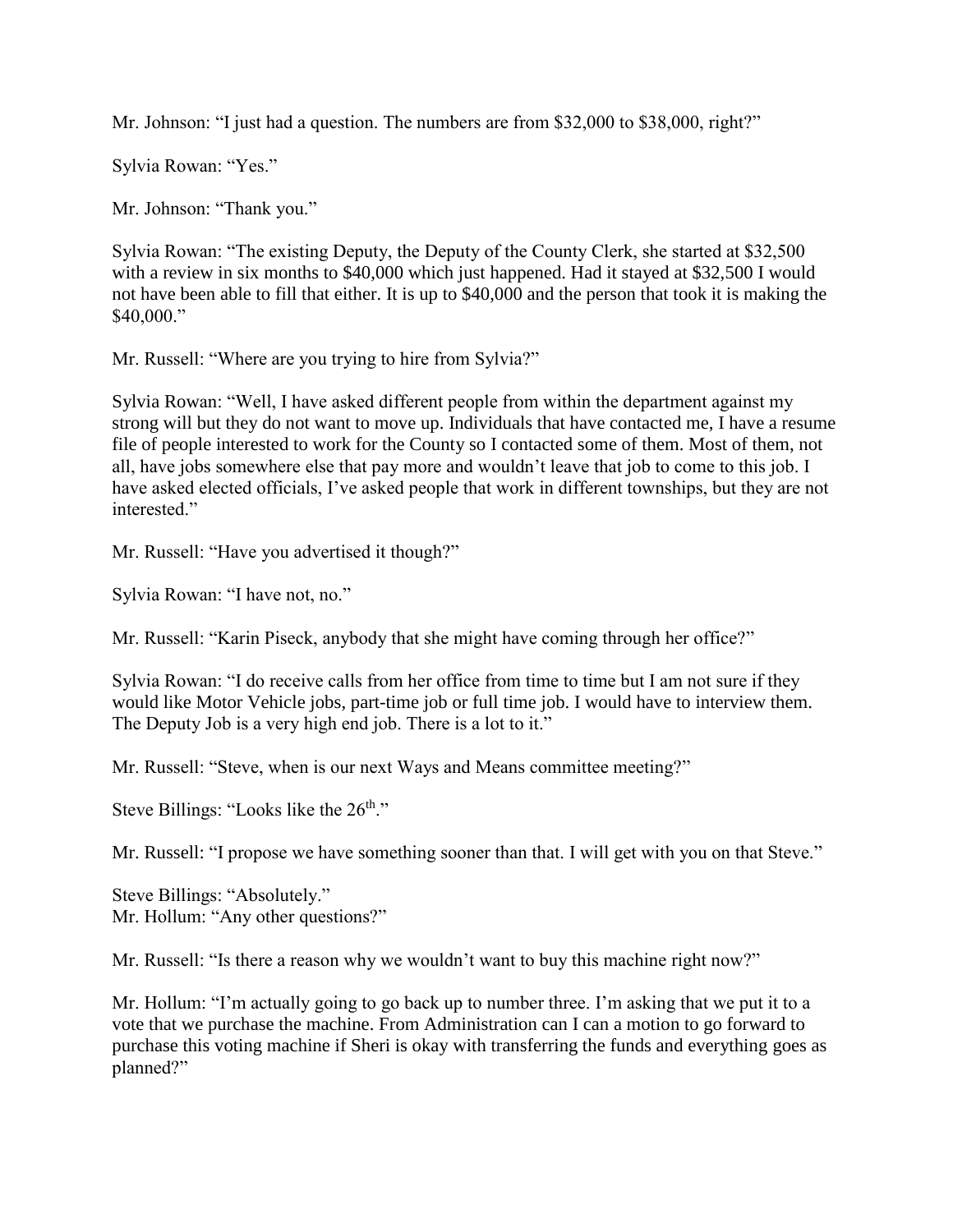Mr. Johnson: "I just had a question. The numbers are from $32,000 to $38,000, right?"

Sylvia Rowan: "Yes."

Mr. Johnson: "Thank you."

Sylvia Rowan: "The existing Deputy, the Deputy of the County Clerk, she started at $32,500 with a review in six months to $40,000 which just happened. Had it stayed at $32,500 I would not have been able to fill that either. It is up to $40,000 and the person that took it is making the $40,000."

Mr. Russell: "Where are you trying to hire from Sylvia?"

Sylvia Rowan: "Well, I have asked different people from within the department against my strong will but they do not want to move up. Individuals that have contacted me, I have a resume file of people interested to work for the County so I contacted some of them. Most of them, not all, have jobs somewhere else that pay more and wouldn't leave that job to come to this job. I have asked elected officials, I've asked people that work in different townships, but they are not interested."

Mr. Russell: "Have you advertised it though?"

Sylvia Rowan: "I have not, no."

Mr. Russell: "Karin Piseck, anybody that she might have coming through her office?"

Sylvia Rowan: "I do receive calls from her office from time to time but I am not sure if they would like Motor Vehicle jobs, part-time job or full time job. I would have to interview them. The Deputy Job is a very high end job. There is a lot to it."

Mr. Russell: "Steve, when is our next Ways and Means committee meeting?"

Steve Billings: "Looks like the 26th."

Mr. Russell: "I propose we have something sooner than that. I will get with you on that Steve."

Steve Billings: "Absolutely."
Mr. Hollum: "Any other questions?"

Mr. Russell: "Is there a reason why we wouldn't want to buy this machine right now?"

Mr. Hollum: "I'm actually going to go back up to number three. I'm asking that we put it to a vote that we purchase the machine. From Administration can I can a motion to go forward to purchase this voting machine if Sheri is okay with transferring the funds and everything goes as planned?"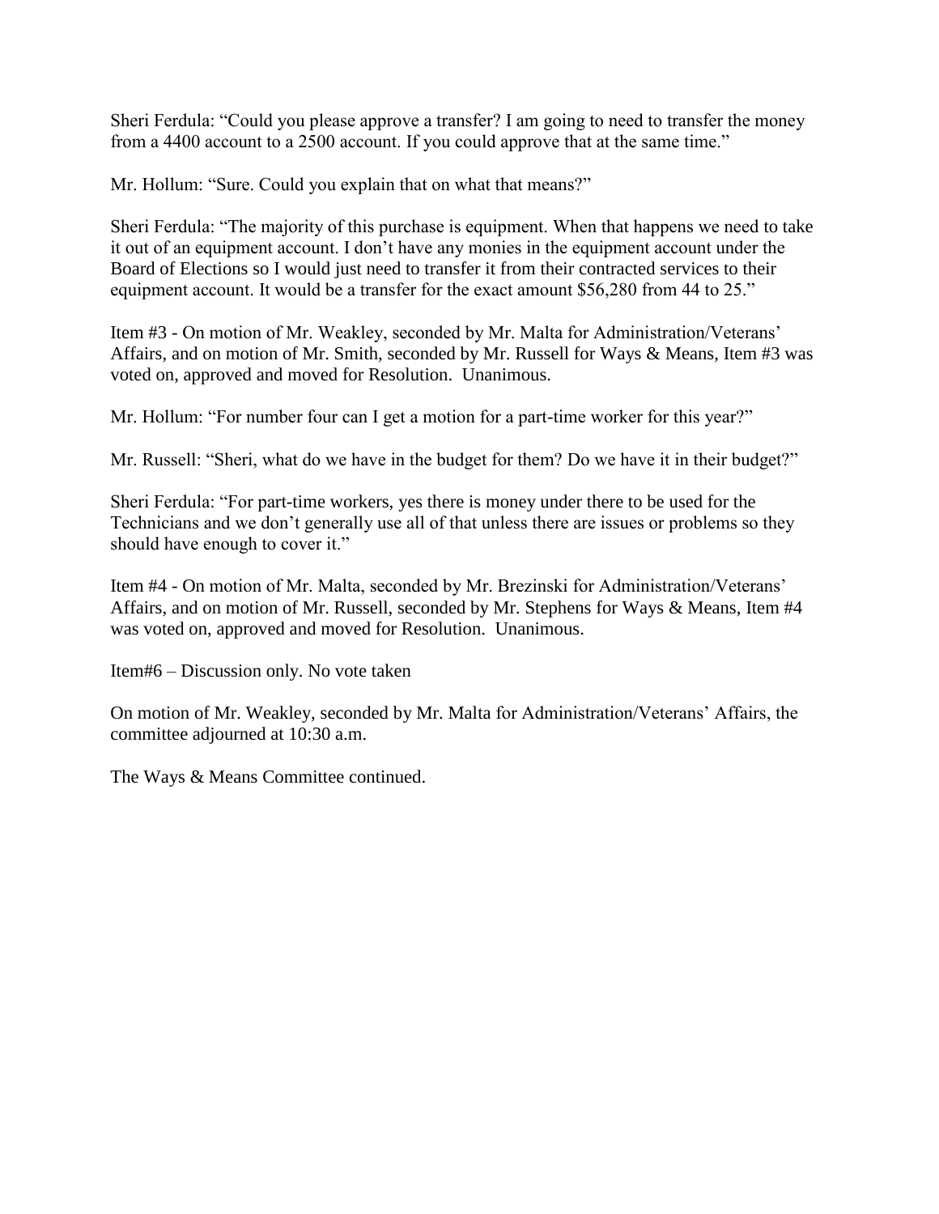Sheri Ferdula: "Could you please approve a transfer? I am going to need to transfer the money from a 4400 account to a 2500 account. If you could approve that at the same time."

Mr. Hollum: "Sure. Could you explain that on what that means?"

Sheri Ferdula: "The majority of this purchase is equipment. When that happens we need to take it out of an equipment account. I don't have any monies in the equipment account under the Board of Elections so I would just need to transfer it from their contracted services to their equipment account. It would be a transfer for the exact amount $56,280 from 44 to 25."

Item #3 - On motion of Mr. Weakley, seconded by Mr. Malta for Administration/Veterans' Affairs, and on motion of Mr. Smith, seconded by Mr. Russell for Ways & Means, Item #3 was voted on, approved and moved for Resolution. Unanimous.

Mr. Hollum: "For number four can I get a motion for a part-time worker for this year?"

Mr. Russell: "Sheri, what do we have in the budget for them? Do we have it in their budget?"

Sheri Ferdula: "For part-time workers, yes there is money under there to be used for the Technicians and we don't generally use all of that unless there are issues or problems so they should have enough to cover it."

Item #4 - On motion of Mr. Malta, seconded by Mr. Brezinski for Administration/Veterans' Affairs, and on motion of Mr. Russell, seconded by Mr. Stephens for Ways & Means, Item #4 was voted on, approved and moved for Resolution. Unanimous.

Item#6 – Discussion only. No vote taken

On motion of Mr. Weakley, seconded by Mr. Malta for Administration/Veterans' Affairs, the committee adjourned at 10:30 a.m.

The Ways & Means Committee continued.